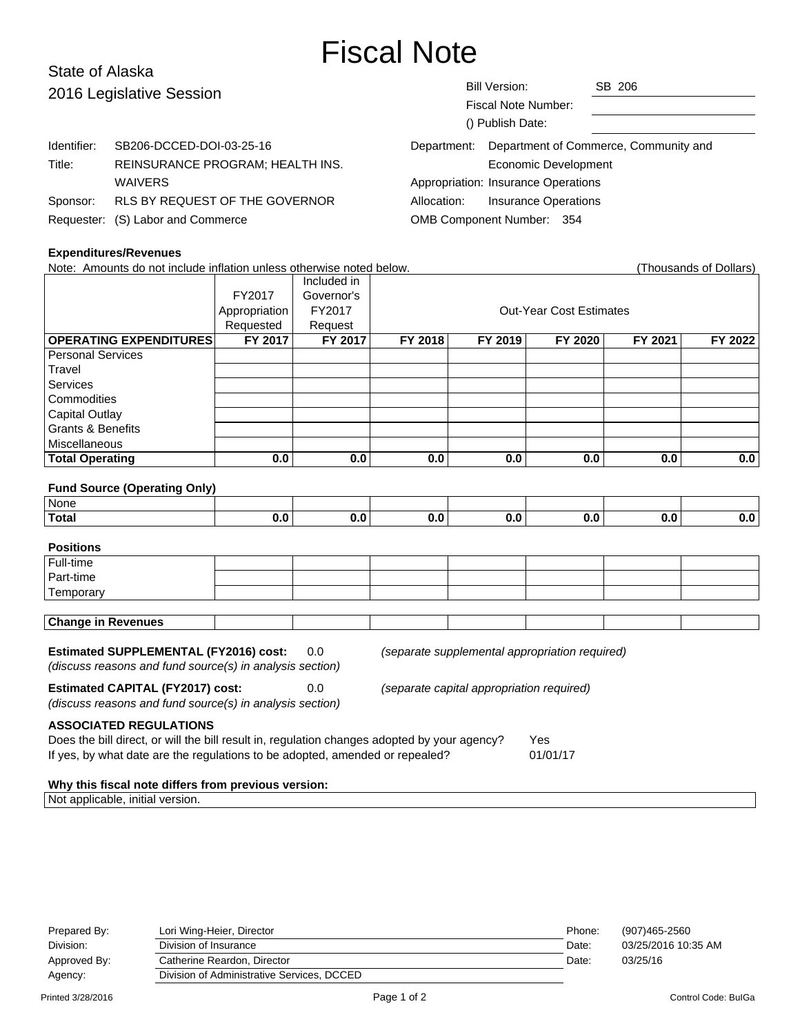# Fiscal Note

State of Alaska
2016 Legislative Session

| | |
|---|---|
| Bill Version: | SB 206 |
| Fiscal Note Number: | |
| () Publish Date: | |

| | |
|---|---|
| Identifier: | SB206-DCCED-DOI-03-25-16 |
| Title: | REINSURANCE PROGRAM; HEALTH INS. WAIVERS |
| Sponsor: | RLS BY REQUEST OF THE GOVERNOR |
| Requester: | (S) Labor and Commerce |

| | |
|---|---|
| Department: | Department of Commerce, Community and Economic Development |
| Appropriation: | Insurance Operations |
| Allocation: | Insurance Operations |
| OMB Component Number: | 354 |

### Expenditures/Revenues

Note: Amounts do not include inflation unless otherwise noted below. (Thousands of Dollars)

| | FY2017 Appropriation Requested | Included in Governor's FY2017 Request | Out-Year Cost Estimates | | | | |
|---|---|---|---|---|---|---|---|
| **OPERATING EXPENDITURES** | **FY 2017** | **FY 2017** | **FY 2018** | **FY 2019** | **FY 2020** | **FY 2021** | **FY 2022** |
| Personal Services | | | | | | | |
| Travel | | | | | | | |
| Services | | | | | | | |
| Commodities | | | | | | | |
| Capital Outlay | | | | | | | |
| Grants & Benefits | | | | | | | |
| Miscellaneous | | | | | | | |
| **Total Operating** | **0.0** | **0.0** | **0.0** | **0.0** | **0.0** | **0.0** | **0.0** |

**Fund Source (Operating Only)**

| | | | | | | | |
|---|---|---|---|---|---|---|---|
| None | | | | | | | |
| **Total** | **0.0** | **0.0** | **0.0** | **0.0** | **0.0** | **0.0** | **0.0** |

**Positions**

| | | | | | | | |
|---|---|---|---|---|---|---|---|
| Full-time | | | | | | | |
| Part-time | | | | | | | |
| Temporary | | | | | | | |

| | | | | | | | |
|---|---|---|---|---|---|---|---|
| **Change in Revenues** | | | | | | | |

**Estimated SUPPLEMENTAL (FY2016) cost:** 0.0 *(separate supplemental appropriation required)*
*(discuss reasons and fund source(s) in analysis section)*

**Estimated CAPITAL (FY2017) cost:** 0.0 *(separate capital appropriation required)*
*(discuss reasons and fund source(s) in analysis section)*

**ASSOCIATED REGULATIONS**

Does the bill direct, or will the bill result in, regulation changes adopted by your agency? Yes
If yes, by what date are the regulations to be adopted, amended or repealed? 01/01/17

**Why this fiscal note differs from previous version:**

Not applicable, initial version.

| | | | |
|---|---|---|---|
| Prepared By: | Lori Wing-Heier, Director | Phone: | (907)465-2560 |
| Division: | Division of Insurance | Date: | 03/25/2016 10:35 AM |
| Approved By: | Catherine Reardon, Director | Date: | 03/25/16 |
| Agency: | Division of Administrative Services, DCCED | | |

Printed 3/28/2016 Control Code: BuIGa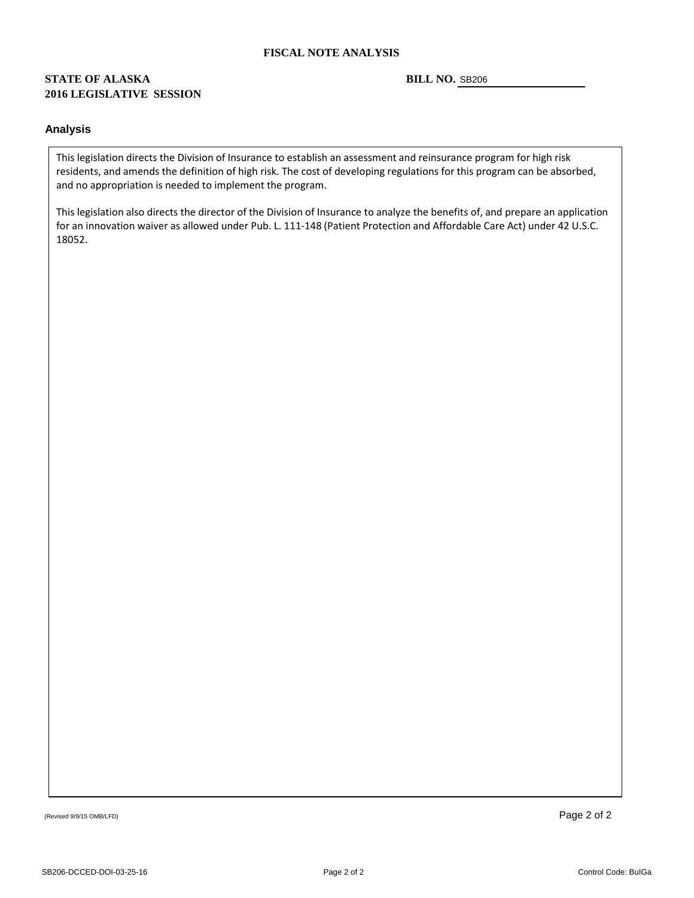**FISCAL NOTE ANALYSIS**

**STATE OF ALASKA**
**2016 LEGISLATIVE SESSION**

**BILL NO.** SB206

## Analysis

This legislation directs the Division of Insurance to establish an assessment and reinsurance program for high risk residents, and amends the definition of high risk. The cost of developing regulations for this program can be absorbed, and no appropriation is needed to implement the program.

This legislation also directs the director of the Division of Insurance to analyze the benefits of, and prepare an application for an innovation waiver as allowed under Pub. L. 111-148 (Patient Protection and Affordable Care Act) under 42 U.S.C. 18052.

(Revised 9/9/15 OMB/LFD)

SB206-DCCED-DOI-03-25-16

Control Code: BuIGa